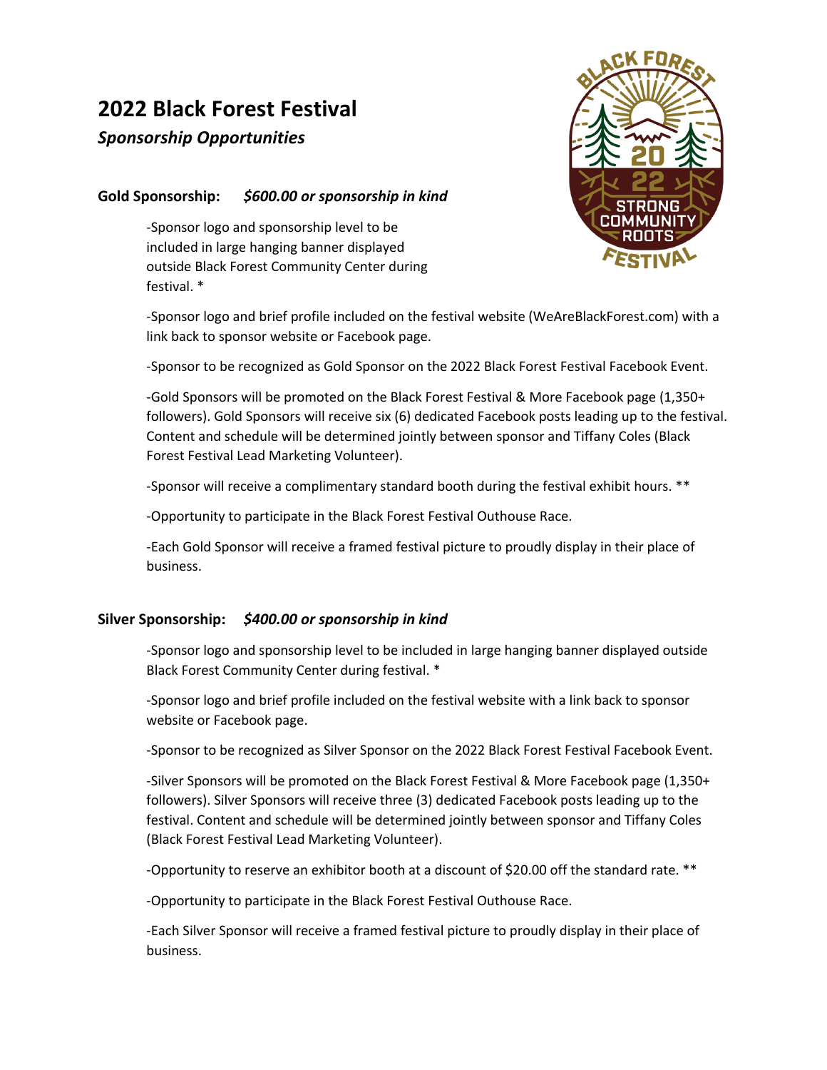# 2022 Black Forest Festival

***Sponsorship Opportunities***

**Gold Sponsorship:** ***$600.00 or sponsorship in kind***

-Sponsor logo and sponsorship level to be included in large hanging banner displayed outside Black Forest Community Center during festival. *

-Sponsor logo and brief profile included on the festival website (WeAreBlackForest.com) with a link back to sponsor website or Facebook page.

-Sponsor to be recognized as Gold Sponsor on the 2022 Black Forest Festival Facebook Event.

-Gold Sponsors will be promoted on the Black Forest Festival & More Facebook page (1,350+ followers). Gold Sponsors will receive six (6) dedicated Facebook posts leading up to the festival. Content and schedule will be determined jointly between sponsor and Tiffany Coles (Black Forest Festival Lead Marketing Volunteer).

-Sponsor will receive a complimentary standard booth during the festival exhibit hours. **

-Opportunity to participate in the Black Forest Festival Outhouse Race.

-Each Gold Sponsor will receive a framed festival picture to proudly display in their place of business.

**Silver Sponsorship:** ***$400.00 or sponsorship in kind***

-Sponsor logo and sponsorship level to be included in large hanging banner displayed outside Black Forest Community Center during festival. *

-Sponsor logo and brief profile included on the festival website with a link back to sponsor website or Facebook page.

-Sponsor to be recognized as Silver Sponsor on the 2022 Black Forest Festival Facebook Event.

-Silver Sponsors will be promoted on the Black Forest Festival & More Facebook page (1,350+ followers). Silver Sponsors will receive three (3) dedicated Facebook posts leading up to the festival. Content and schedule will be determined jointly between sponsor and Tiffany Coles (Black Forest Festival Lead Marketing Volunteer).

-Opportunity to reserve an exhibitor booth at a discount of $20.00 off the standard rate. **

-Opportunity to participate in the Black Forest Festival Outhouse Race.

-Each Silver Sponsor will receive a framed festival picture to proudly display in their place of business.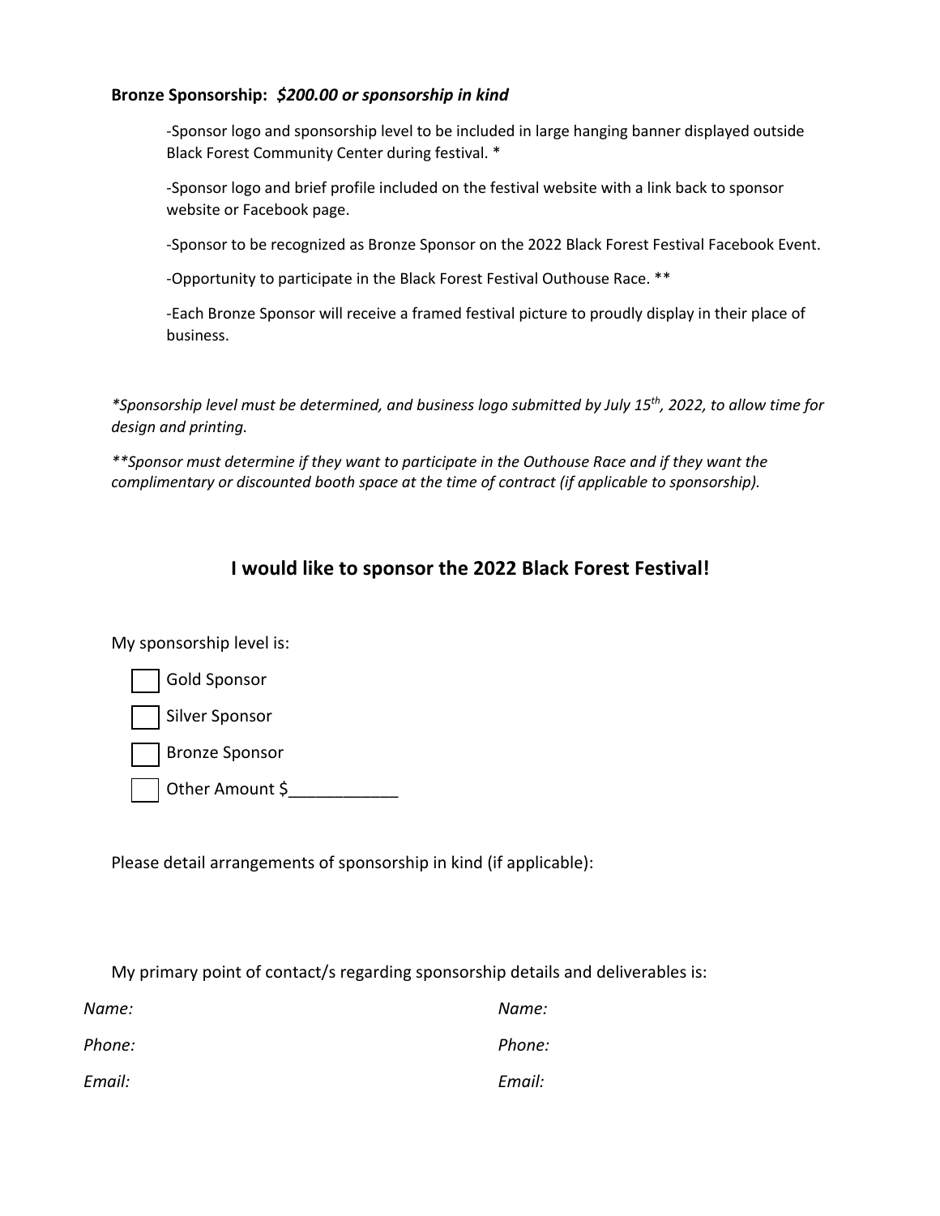**Bronze Sponsorship:** ***$200.00 or sponsorship in kind***

- -Sponsor logo and sponsorship level to be included in large hanging banner displayed outside Black Forest Community Center during festival. *
- -Sponsor logo and brief profile included on the festival website with a link back to sponsor website or Facebook page.
- -Sponsor to be recognized as Bronze Sponsor on the 2022 Black Forest Festival Facebook Event.
- -Opportunity to participate in the Black Forest Festival Outhouse Race. **
- -Each Bronze Sponsor will receive a framed festival picture to proudly display in their place of business.

*\*Sponsorship level must be determined, and business logo submitted by July 15th, 2022, to allow time for design and printing.*

*\*\*Sponsor must determine if they want to participate in the Outhouse Race and if they want the complimentary or discounted booth space at the time of contract (if applicable to sponsorship).*

## I would like to sponsor the 2022 Black Forest Festival!

My sponsorship level is:

- ☐ Gold Sponsor
- ☐ Silver Sponsor
- ☐ Bronze Sponsor
- ☐ Other Amount $____________

Please detail arrangements of sponsorship in kind (if applicable):

My primary point of contact/s regarding sponsorship details and deliverables is:

| | |
|---|---|
| *Name:* | *Name:* |
| *Phone:* | *Phone:* |
| *Email:* | *Email:* |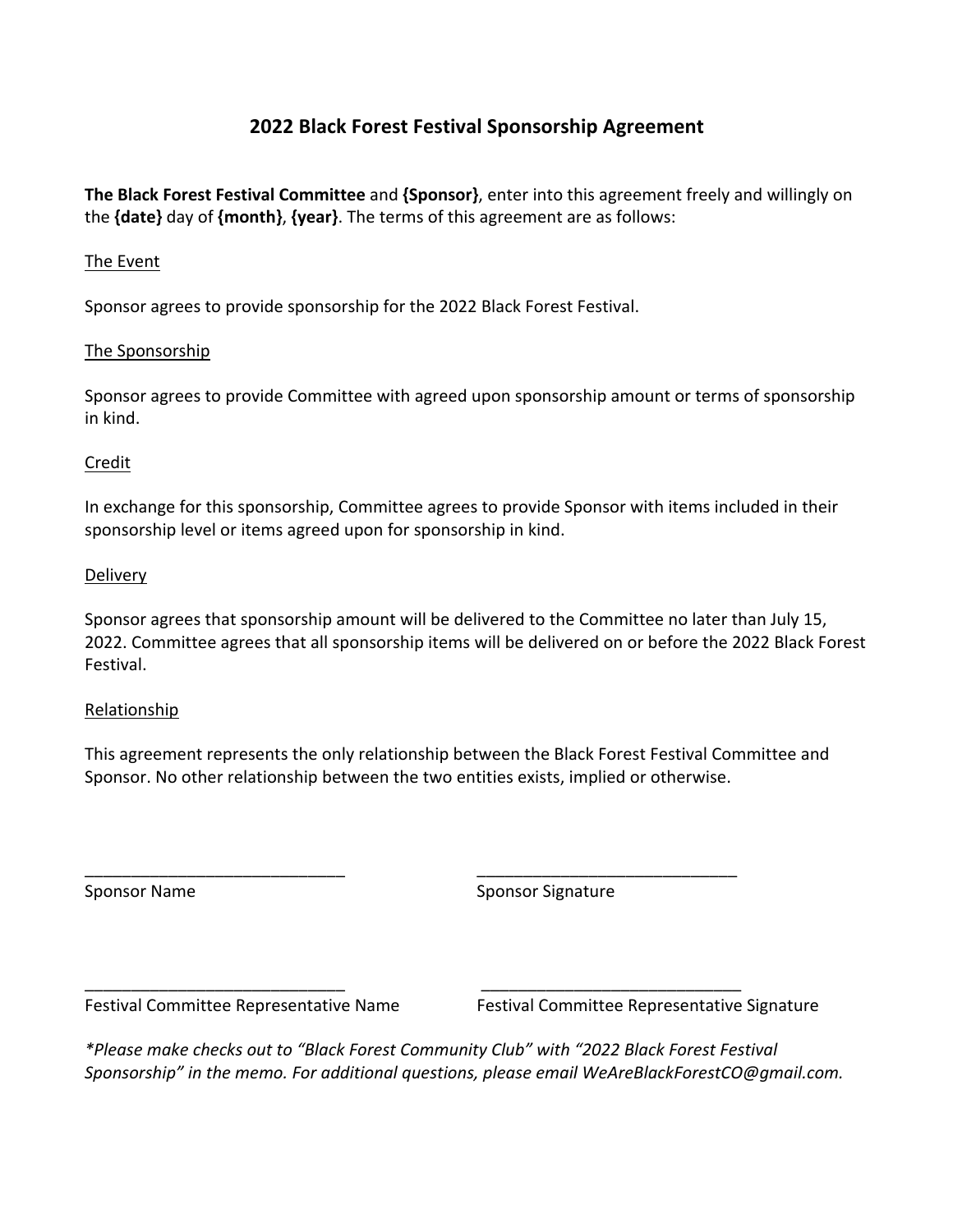# 2022 Black Forest Festival Sponsorship Agreement

**The Black Forest Festival Committee** and **{Sponsor}**, enter into this agreement freely and willingly on the **{date}** day of **{month}**, **{year}**. The terms of this agreement are as follows:

<u>The Event</u>

Sponsor agrees to provide sponsorship for the 2022 Black Forest Festival.

<u>The Sponsorship</u>

Sponsor agrees to provide Committee with agreed upon sponsorship amount or terms of sponsorship in kind.

<u>Credit</u>

In exchange for this sponsorship, Committee agrees to provide Sponsor with items included in their sponsorship level or items agreed upon for sponsorship in kind.

<u>Delivery</u>

Sponsor agrees that sponsorship amount will be delivered to the Committee no later than July 15, 2022. Committee agrees that all sponsorship items will be delivered on or before the 2022 Black Forest Festival.

<u>Relationship</u>

This agreement represents the only relationship between the Black Forest Festival Committee and Sponsor. No other relationship between the two entities exists, implied or otherwise.

_____________________________ &nbsp;&nbsp;&nbsp;&nbsp; _____________________________
Sponsor Name &nbsp;&nbsp;&nbsp;&nbsp; Sponsor Signature

_____________________________ &nbsp;&nbsp;&nbsp;&nbsp; _____________________________
Festival Committee Representative Name &nbsp;&nbsp;&nbsp;&nbsp; Festival Committee Representative Signature

*\*Please make checks out to "Black Forest Community Club" with "2022 Black Forest Festival Sponsorship" in the memo. For additional questions, please email WeAreBlackForestCO@gmail.com.*